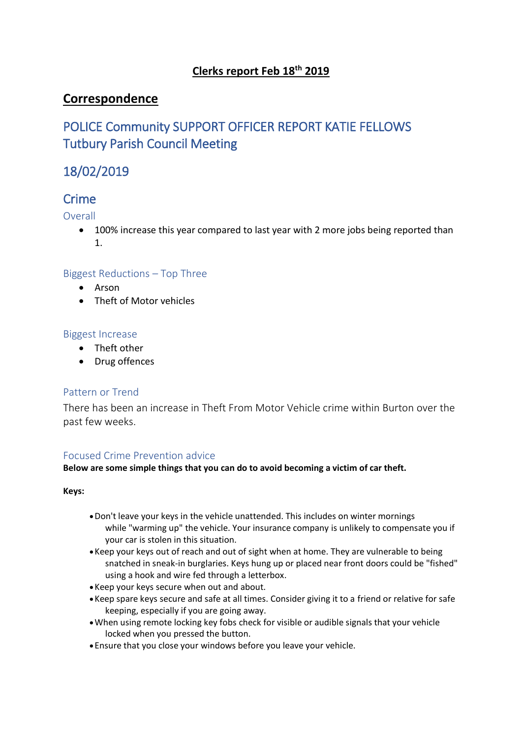# Clerks report Feb 18th 2019

## Correspondence

## POLICE Community SUPPORT OFFICER REPORT KATIE FELLOWS Tutbury Parish Council Meeting

## 18/02/2019

## Crime

### Overall

- 100% increase this year compared to last year with 2 more jobs being reported than 1.

### Biggest Reductions – Top Three

- Arson
- Theft of Motor vehicles

### Biggest Increase

- Theft other
- Drug offences

### Pattern or Trend

There has been an increase in Theft From Motor Vehicle crime within Burton over the past few weeks.

### Focused Crime Prevention advice

**Below are some simple things that you can do to avoid becoming a victim of car theft.**

**Keys:**

- Don't leave your keys in the vehicle unattended. This includes on winter mornings while "warming up" the vehicle. Your insurance company is unlikely to compensate you if your car is stolen in this situation.
- Keep your keys out of reach and out of sight when at home. They are vulnerable to being snatched in sneak-in burglaries. Keys hung up or placed near front doors could be "fished" using a hook and wire fed through a letterbox.
- Keep your keys secure when out and about.
- Keep spare keys secure and safe at all times. Consider giving it to a friend or relative for safe keeping, especially if you are going away.
- When using remote locking key fobs check for visible or audible signals that your vehicle locked when you pressed the button.
- Ensure that you close your windows before you leave your vehicle.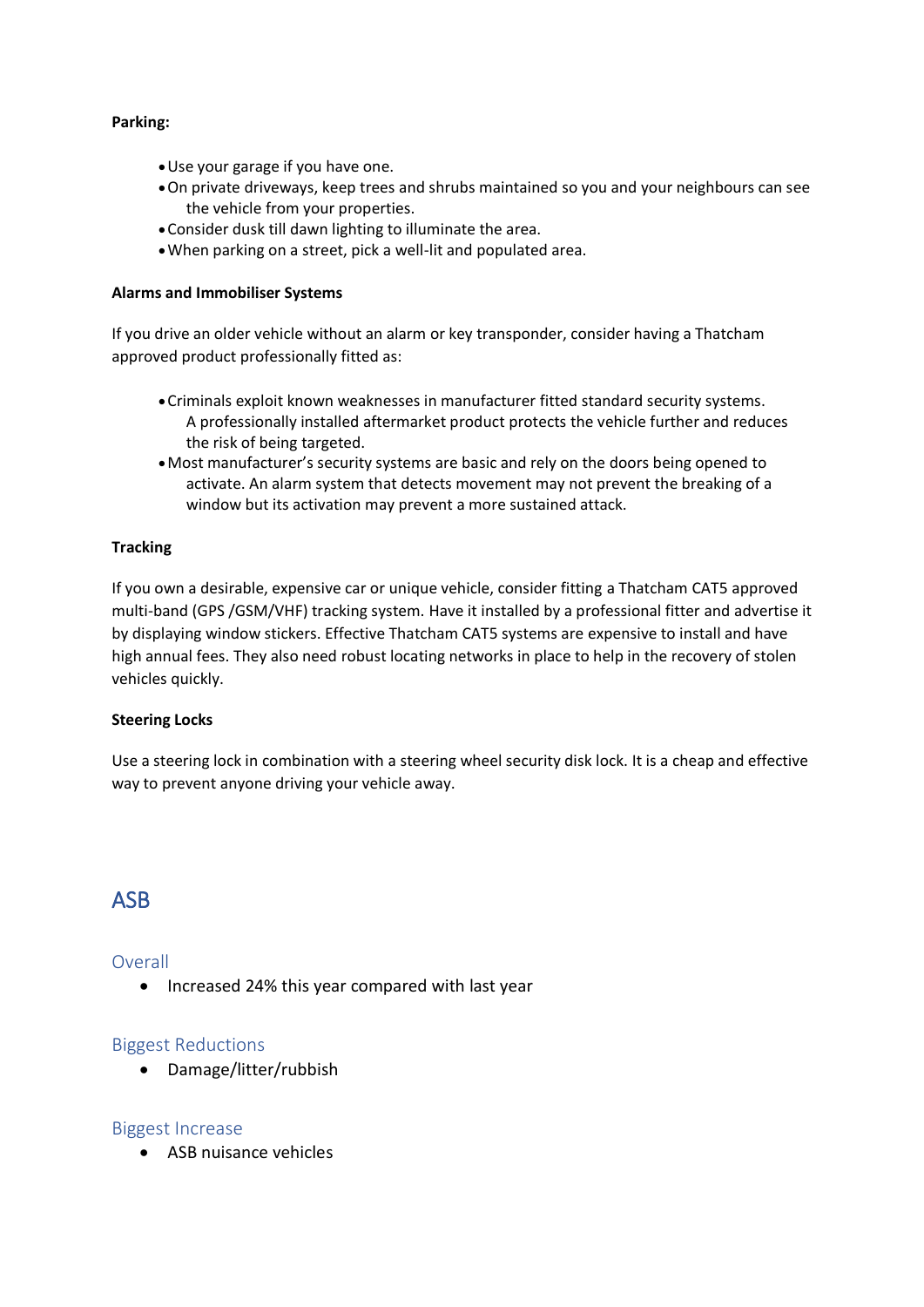**Parking:**

- Use your garage if you have one.
- On private driveways, keep trees and shrubs maintained so you and your neighbours can see the vehicle from your properties.
- Consider dusk till dawn lighting to illuminate the area.
- When parking on a street, pick a well-lit and populated area.

**Alarms and Immobiliser Systems**

If you drive an older vehicle without an alarm or key transponder, consider having a Thatcham approved product professionally fitted as:

- Criminals exploit known weaknesses in manufacturer fitted standard security systems. A professionally installed aftermarket product protects the vehicle further and reduces the risk of being targeted.
- Most manufacturer's security systems are basic and rely on the doors being opened to activate. An alarm system that detects movement may not prevent the breaking of a window but its activation may prevent a more sustained attack.

**Tracking**

If you own a desirable, expensive car or unique vehicle, consider fitting a Thatcham CAT5 approved multi-band (GPS /GSM/VHF) tracking system. Have it installed by a professional fitter and advertise it by displaying window stickers. Effective Thatcham CAT5 systems are expensive to install and have high annual fees. They also need robust locating networks in place to help in the recovery of stolen vehicles quickly.

**Steering Locks**

Use a steering lock in combination with a steering wheel security disk lock. It is a cheap and effective way to prevent anyone driving your vehicle away.

# ASB

## Overall

- Increased 24% this year compared with last year

## Biggest Reductions

- Damage/litter/rubbish

## Biggest Increase

- ASB nuisance vehicles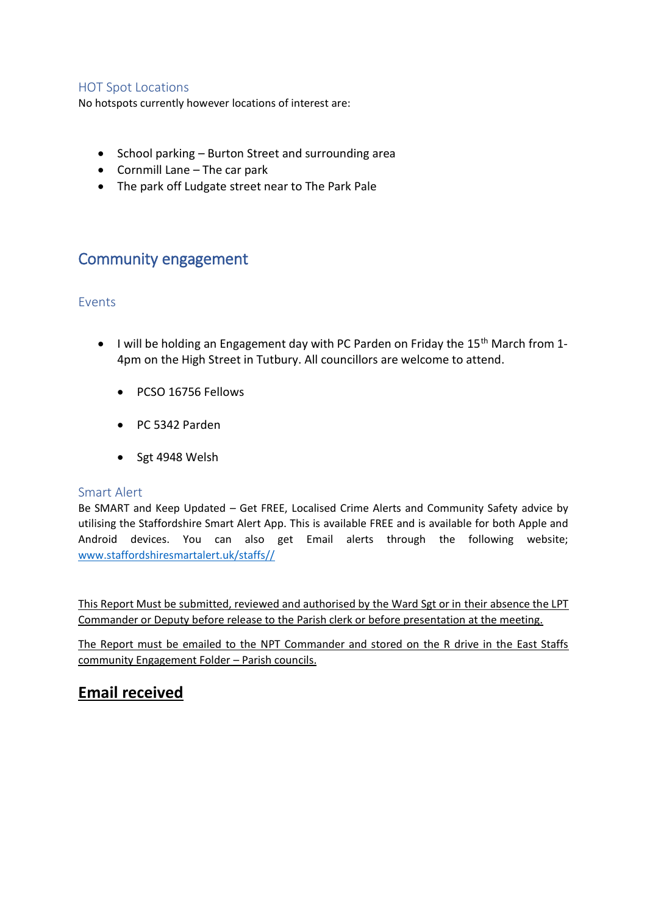### HOT Spot Locations

No hotspots currently however locations of interest are:

- School parking – Burton Street and surrounding area
- Cornmill Lane – The car park
- The park off Ludgate street near to The Park Pale

## Community engagement

### Events

- I will be holding an Engagement day with PC Parden on Friday the 15th March from 1-4pm on the High Street in Tutbury. All councillors are welcome to attend.
    - PCSO 16756 Fellows
    - PC 5342 Parden
    - Sgt 4948 Welsh

### Smart Alert

Be SMART and Keep Updated – Get FREE, Localised Crime Alerts and Community Safety advice by utilising the Staffordshire Smart Alert App. This is available FREE and is available for both Apple and Android devices. You can also get Email alerts through the following website; [www.staffordshiresmartalert.uk/staffs//](www.staffordshiresmartalert.uk/staffs//)

This Report Must be submitted, reviewed and authorised by the Ward Sgt or in their absence the LPT Commander or Deputy before release to the Parish clerk or before presentation at the meeting.

The Report must be emailed to the NPT Commander and stored on the R drive in the East Staffs community Engagement Folder – Parish councils.

## Email received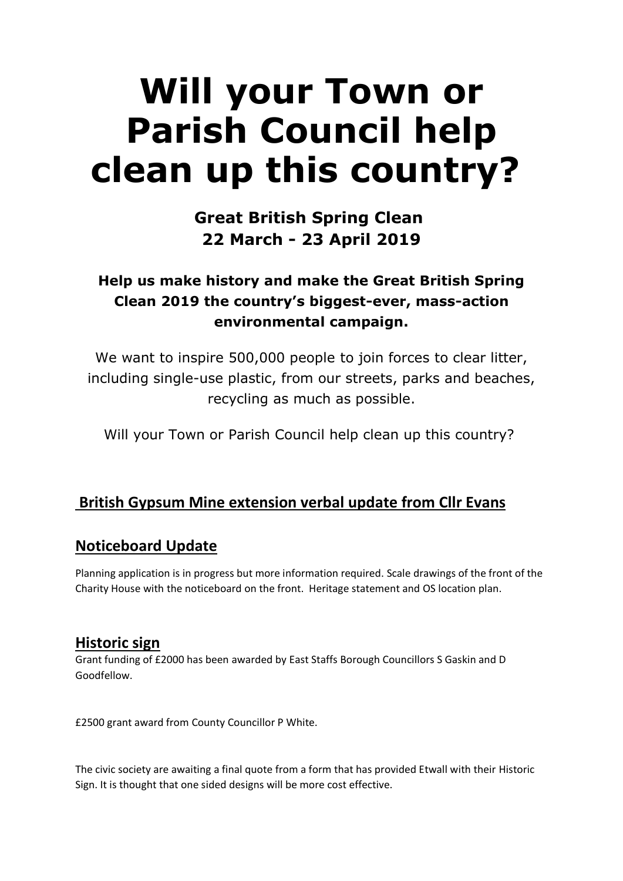# Will your Town or Parish Council help clean up this country?

**Great British Spring Clean**
**22 March - 23 April 2019**

**Help us make history and make the Great British Spring Clean 2019 the country's biggest-ever, mass-action environmental campaign.**

We want to inspire 500,000 people to join forces to clear litter, including single-use plastic, from our streets, parks and beaches, recycling as much as possible.

Will your Town or Parish Council help clean up this country?

## British Gypsum Mine extension verbal update from Cllr Evans

## Noticeboard Update

Planning application is in progress but more information required. Scale drawings of the front of the Charity House with the noticeboard on the front. Heritage statement and OS location plan.

## Historic sign

Grant funding of £2000 has been awarded by East Staffs Borough Councillors S Gaskin and D Goodfellow.

£2500 grant award from County Councillor P White.

The civic society are awaiting a final quote from a form that has provided Etwall with their Historic Sign. It is thought that one sided designs will be more cost effective.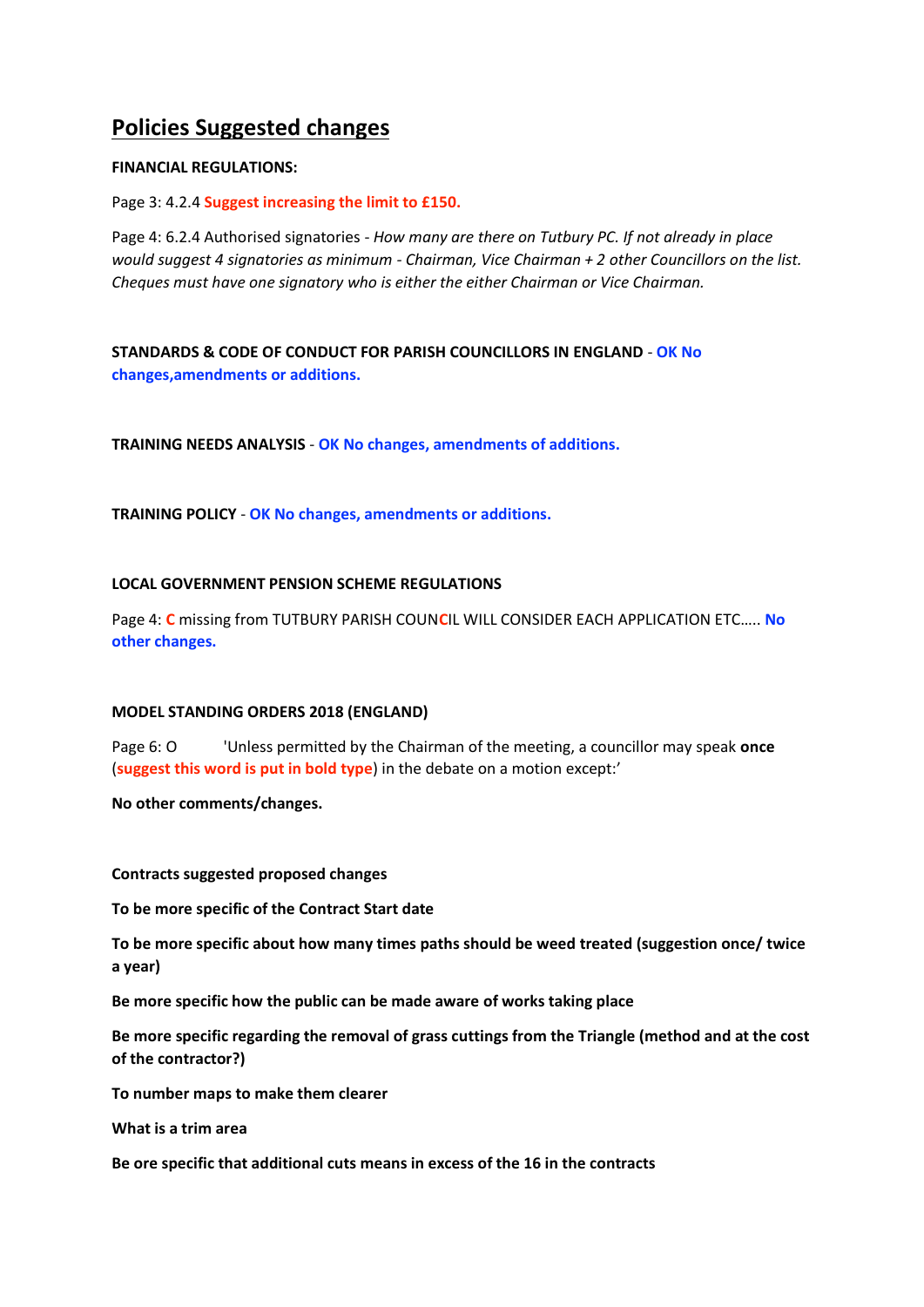# Policies Suggested changes

**FINANCIAL REGULATIONS:**

Page 3: 4.2.4 **Suggest increasing the limit to £150.**

Page 4: 6.2.4 Authorised signatories - *How many are there on Tutbury PC. If not already in place would suggest 4 signatories as minimum - Chairman, Vice Chairman + 2 other Councillors on the list. Cheques must have one signatory who is either the either Chairman or Vice Chairman.*

**STANDARDS & CODE OF CONDUCT FOR PARISH COUNCILLORS IN ENGLAND** - **OK No changes,amendments or additions.**

**TRAINING NEEDS ANALYSIS** - **OK No changes, amendments of additions.**

**TRAINING POLICY** - **OK No changes, amendments or additions.**

**LOCAL GOVERNMENT PENSION SCHEME REGULATIONS**

Page 4: **C** missing from TUTBURY PARISH COUN**C**IL WILL CONSIDER EACH APPLICATION ETC….. **No other changes.**

**MODEL STANDING ORDERS 2018 (ENGLAND)**

Page 6: O 'Unless permitted by the Chairman of the meeting, a councillor may speak **once** (**suggest this word is put in bold type**) in the debate on a motion except:'

**No other comments/changes.**

**Contracts suggested proposed changes**

**To be more specific of the Contract Start date**

**To be more specific about how many times paths should be weed treated (suggestion once/ twice a year)**

**Be more specific how the public can be made aware of works taking place**

**Be more specific regarding the removal of grass cuttings from the Triangle (method and at the cost of the contractor?)**

**To number maps to make them clearer**

**What is a trim area**

**Be ore specific that additional cuts means in excess of the 16 in the contracts**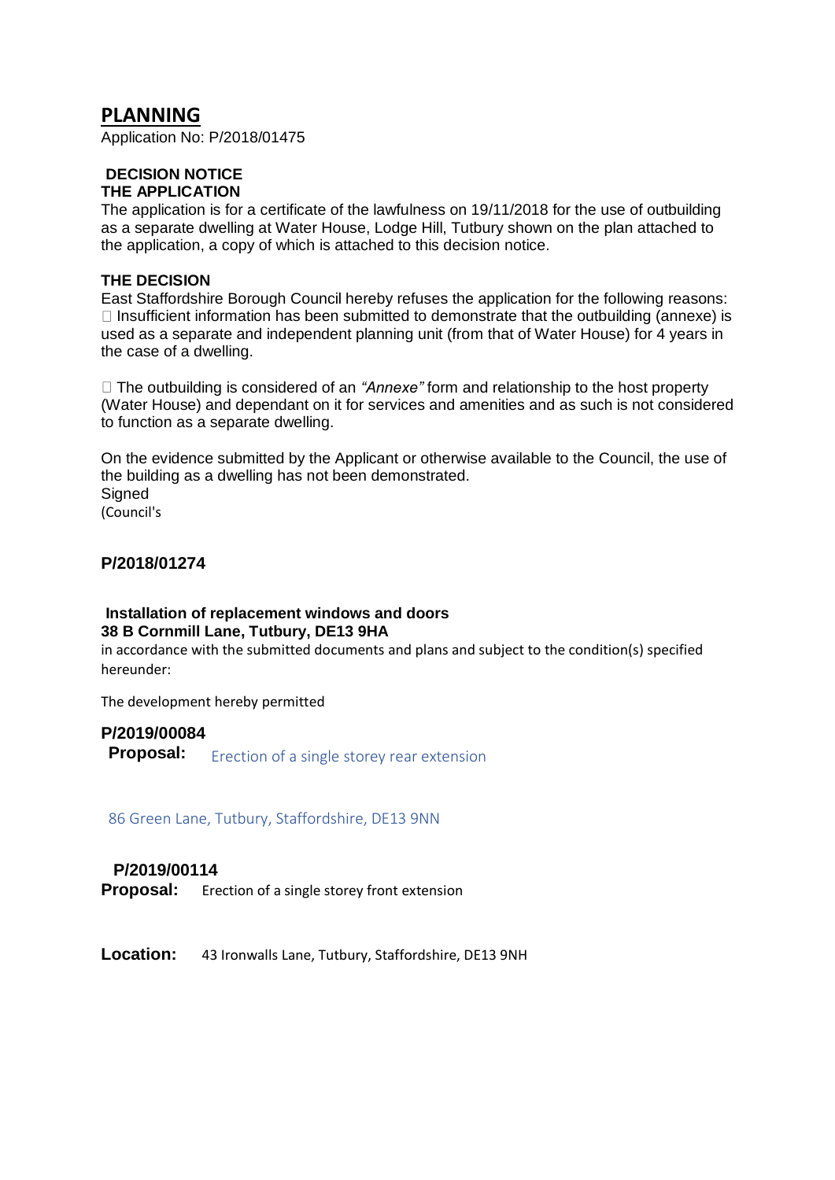# PLANNING

Application No: P/2018/01475

**DECISION NOTICE**
**THE APPLICATION**

The application is for a certificate of the lawfulness on 19/11/2018 for the use of outbuilding as a separate dwelling at Water House, Lodge Hill, Tutbury shown on the plan attached to the application, a copy of which is attached to this decision notice.

**THE DECISION**

East Staffordshire Borough Council hereby refuses the application for the following reasons:

- Insufficient information has been submitted to demonstrate that the outbuilding (annexe) is used as a separate and independent planning unit (from that of Water House) for 4 years in the case of a dwelling.

- The outbuilding is considered of an *"Annexe"* form and relationship to the host property (Water House) and dependant on it for services and amenities and as such is not considered to function as a separate dwelling.

On the evidence submitted by the Applicant or otherwise available to the Council, the use of the building as a dwelling has not been demonstrated.
Signed
(Council's

### P/2018/01274

**Installation of replacement windows and doors**
**38 B Cornmill Lane, Tutbury, DE13 9HA**

in accordance with the submitted documents and plans and subject to the condition(s) specified hereunder:

The development hereby permitted

### P/2019/00084

**Proposal:** Erection of a single storey rear extension

86 Green Lane, Tutbury, Staffordshire, DE13 9NN

### P/2019/00114

**Proposal:** Erection of a single storey front extension

**Location:** 43 Ironwalls Lane, Tutbury, Staffordshire, DE13 9NH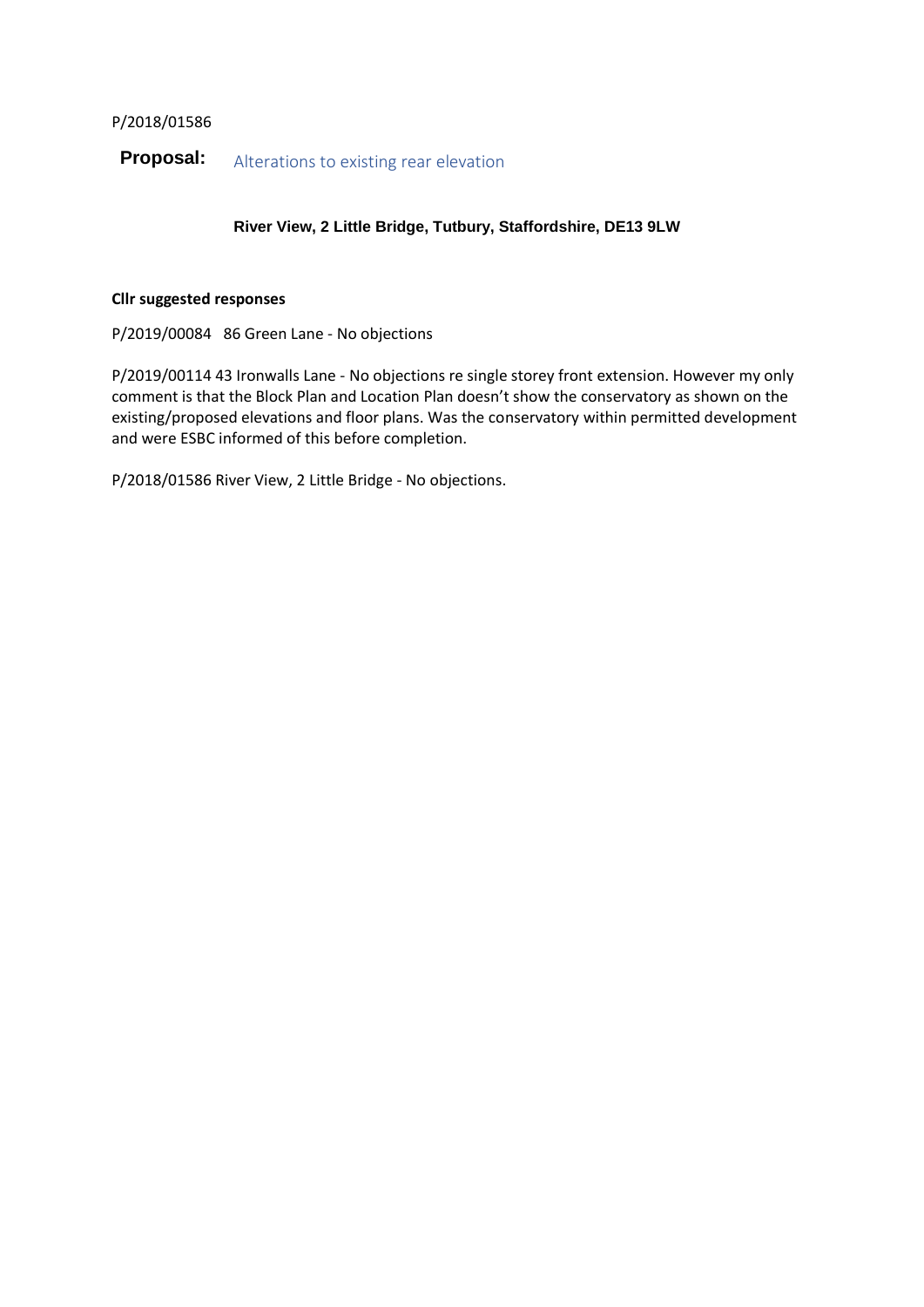P/2018/01586

**Proposal:** Alterations to existing rear elevation

**River View, 2 Little Bridge, Tutbury, Staffordshire, DE13 9LW**

**Cllr suggested responses**

P/2019/00084 86 Green Lane - No objections

P/2019/00114 43 Ironwalls Lane - No objections re single storey front extension. However my only comment is that the Block Plan and Location Plan doesn't show the conservatory as shown on the existing/proposed elevations and floor plans. Was the conservatory within permitted development and were ESBC informed of this before completion.

P/2018/01586 River View, 2 Little Bridge - No objections.